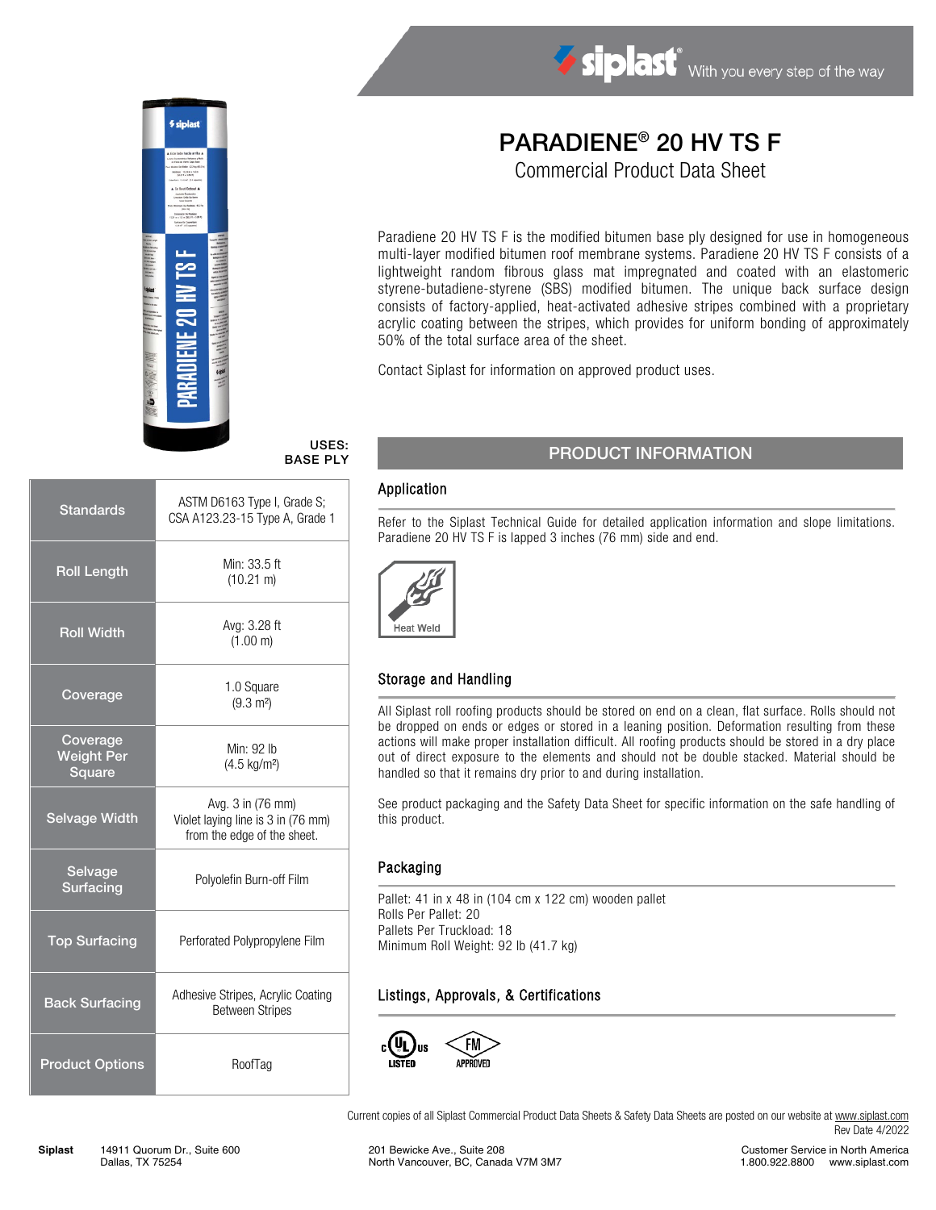siplast® With you every step of the way

# PARADIENE® 20 HV TS F

## Commercial Product Data Sheet

Paradiene 20 HV TS F is the modified bitumen base ply designed for use in homogeneous multi-layer modified bitumen roof membrane systems. Paradiene 20 HV TS F consists of a lightweight random fibrous glass mat impregnated and coated with an elastomeric styrene-butadiene-styrene (SBS) modified bitumen. The unique back surface design consists of factory-applied, heat-activated adhesive stripes combined with a proprietary acrylic coating between the stripes, which provides for uniform bonding of approximately 50% of the total surface area of the sheet.

Contact Siplast for information on approved product uses.

**USES:**
**BASE PLY**

| | |
|---|---|
| Standards | ASTM D6163 Type I, Grade S; CSA A123.23-15 Type A, Grade 1 |
| Roll Length | Min: 33.5 ft (10.21 m) |
| Roll Width | Avg: 3.28 ft (1.00 m) |
| Coverage | 1.0 Square (9.3 m²) |
| Coverage Weight Per Square | Min: 92 lb (4.5 kg/m²) |
| Selvage Width | Avg. 3 in (76 mm) Violet laying line is 3 in (76 mm) from the edge of the sheet. |
| Selvage Surfacing | Polyolefin Burn-off Film |
| Top Surfacing | Perforated Polypropylene Film |
| Back Surfacing | Adhesive Stripes, Acrylic Coating Between Stripes |
| Product Options | RoofTag |

## PRODUCT INFORMATION

### Application

Refer to the Siplast Technical Guide for detailed application information and slope limitations. Paradiene 20 HV TS F is lapped 3 inches (76 mm) side and end.

Heat Weld

### Storage and Handling

All Siplast roll roofing products should be stored on end on a clean, flat surface. Rolls should not be dropped on ends or edges or stored in a leaning position. Deformation resulting from these actions will make proper installation difficult. All roofing products should be stored in a dry place out of direct exposure to the elements and should not be double stacked. Material should be handled so that it remains dry prior to and during installation.

See product packaging and the Safety Data Sheet for specific information on the safe handling of this product.

### Packaging

Pallet: 41 in x 48 in (104 cm x 122 cm) wooden pallet
Rolls Per Pallet: 20
Pallets Per Truckload: 18
Minimum Roll Weight: 92 lb (41.7 kg)

### Listings, Approvals, & Certifications

c UL us LISTED — FM APPROVED

Current copies of all Siplast Commercial Product Data Sheets & Safety Data Sheets are posted on our website at www.siplast.com
Rev Date 4/2022

**Siplast** 14911 Quorum Dr., Suite 600, Dallas, TX 75254 | 201 Bewicke Ave., Suite 208, North Vancouver, BC, Canada V7M 3M7 | Customer Service in North America 1.800.922.8800 www.siplast.com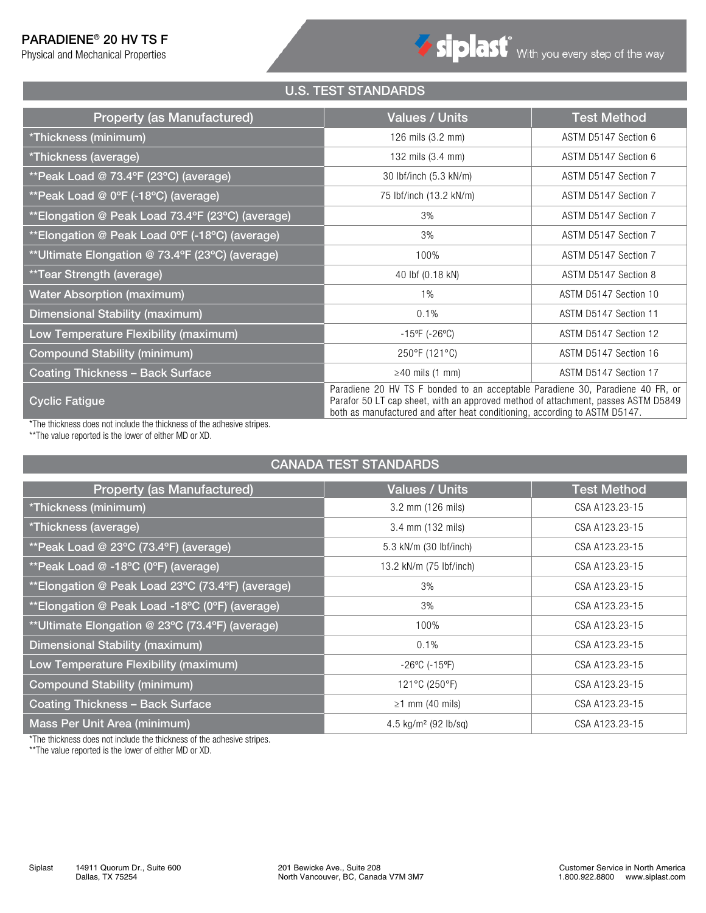# PARADIENE® 20 HV TS F

Physical and Mechanical Properties

## U.S. TEST STANDARDS

| Property (as Manufactured) | Values / Units | Test Method |
|---|---|---|
| *Thickness (minimum) | 126 mils (3.2 mm) | ASTM D5147 Section 6 |
| *Thickness (average) | 132 mils (3.4 mm) | ASTM D5147 Section 6 |
| **Peak Load @ 73.4ºF (23ºC) (average) | 30 lbf/inch (5.3 kN/m) | ASTM D5147 Section 7 |
| **Peak Load @ 0ºF (-18ºC) (average) | 75 lbf/inch (13.2 kN/m) | ASTM D5147 Section 7 |
| **Elongation @ Peak Load 73.4ºF (23ºC) (average) | 3% | ASTM D5147 Section 7 |
| **Elongation @ Peak Load 0ºF (-18ºC) (average) | 3% | ASTM D5147 Section 7 |
| **Ultimate Elongation @ 73.4ºF (23ºC) (average) | 100% | ASTM D5147 Section 7 |
| **Tear Strength (average) | 40 lbf (0.18 kN) | ASTM D5147 Section 8 |
| Water Absorption (maximum) | 1% | ASTM D5147 Section 10 |
| Dimensional Stability (maximum) | 0.1% | ASTM D5147 Section 11 |
| Low Temperature Flexibility (maximum) | -15ºF (-26ºC) | ASTM D5147 Section 12 |
| Compound Stability (minimum) | 250°F (121°C) | ASTM D5147 Section 16 |
| Coating Thickness – Back Surface | ≥40 mils (1 mm) | ASTM D5147 Section 17 |
| Cyclic Fatigue | Paradiene 20 HV TS F bonded to an acceptable Paradiene 30, Paradiene 40 FR, or Parafor 50 LT cap sheet, with an approved method of attachment, passes ASTM D5849 both as manufactured and after heat conditioning, according to ASTM D5147. | |

*The thickness does not include the thickness of the adhesive stripes.
**The value reported is the lower of either MD or XD.

## CANADA TEST STANDARDS

| Property (as Manufactured) | Values / Units | Test Method |
|---|---|---|
| *Thickness (minimum) | 3.2 mm (126 mils) | CSA A123.23-15 |
| *Thickness (average) | 3.4 mm (132 mils) | CSA A123.23-15 |
| **Peak Load @ 23ºC (73.4ºF) (average) | 5.3 kN/m (30 lbf/inch) | CSA A123.23-15 |
| **Peak Load @ -18ºC (0ºF) (average) | 13.2 kN/m (75 lbf/inch) | CSA A123.23-15 |
| **Elongation @ Peak Load 23ºC (73.4ºF) (average) | 3% | CSA A123.23-15 |
| **Elongation @ Peak Load -18ºC (0ºF) (average) | 3% | CSA A123.23-15 |
| **Ultimate Elongation @ 23ºC (73.4ºF) (average) | 100% | CSA A123.23-15 |
| Dimensional Stability (maximum) | 0.1% | CSA A123.23-15 |
| Low Temperature Flexibility (maximum) | -26ºC (-15ºF) | CSA A123.23-15 |
| Compound Stability (minimum) | 121°C (250°F) | CSA A123.23-15 |
| Coating Thickness – Back Surface | ≥1 mm (40 mils) | CSA A123.23-15 |
| Mass Per Unit Area (minimum) | 4.5 kg/m² (92 lb/sq) | CSA A123.23-15 |

*The thickness does not include the thickness of the adhesive stripes.
**The value reported is the lower of either MD or XD.

Siplast 14911 Quorum Dr., Suite 600 Dallas, TX 75254

201 Bewicke Ave., Suite 208 North Vancouver, BC, Canada V7M 3M7

Customer Service in North America 1.800.922.8800 www.siplast.com